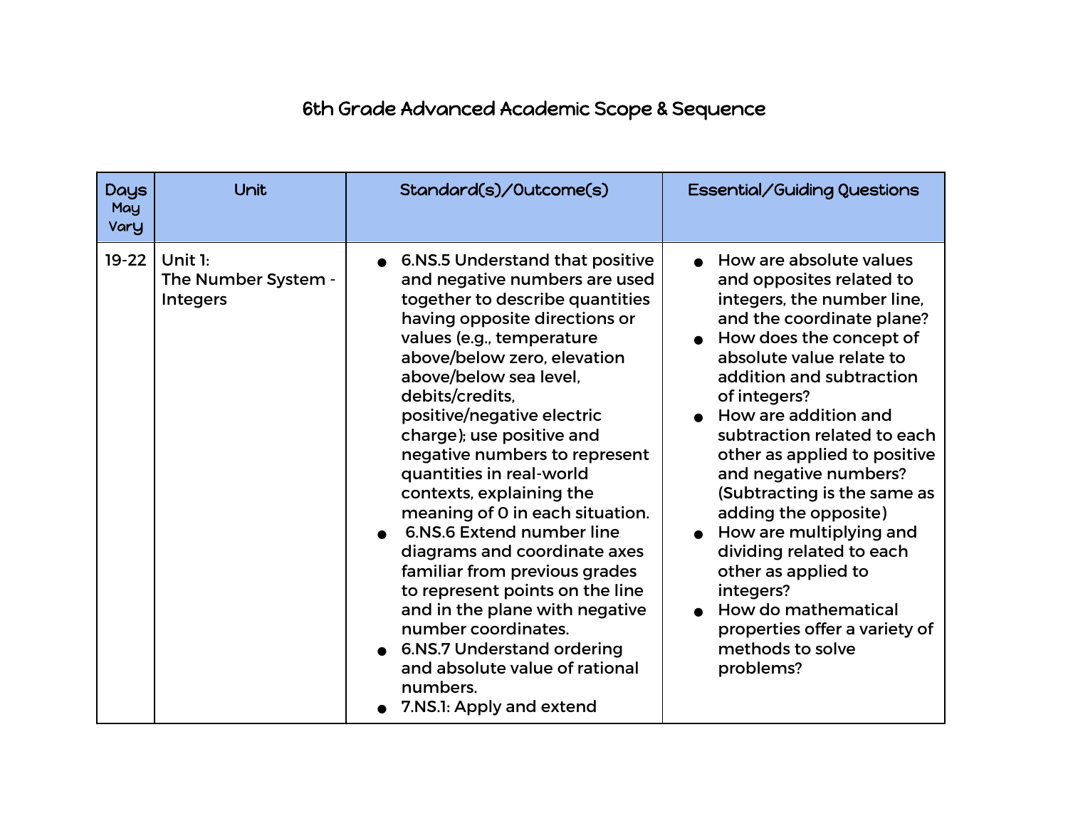# 6th Grade Advanced Academic Scope & Sequence

| Days May Vary | Unit | Standard(s)/Outcome(s) | Essential/Guiding Questions |
|---|---|---|---|
| 19-22 | Unit 1: The Number System - Integers | • 6.NS.5 Understand that positive and negative numbers are used together to describe quantities having opposite directions or values (e.g., temperature above/below zero, elevation above/below sea level, debits/credits, positive/negative electric charge); use positive and negative numbers to represent quantities in real-world contexts, explaining the meaning of 0 in each situation.<br>• 6.NS.6 Extend number line diagrams and coordinate axes familiar from previous grades to represent points on the line and in the plane with negative number coordinates.<br>• 6.NS.7 Understand ordering and absolute value of rational numbers.<br>• 7.NS.1: Apply and extend | • How are absolute values and opposites related to integers, the number line, and the coordinate plane?<br>• How does the concept of absolute value relate to addition and subtraction of integers?<br>• How are addition and subtraction related to each other as applied to positive and negative numbers? (Subtracting is the same as adding the opposite)<br>• How are multiplying and dividing related to each other as applied to integers?<br>• How do mathematical properties offer a variety of methods to solve problems? |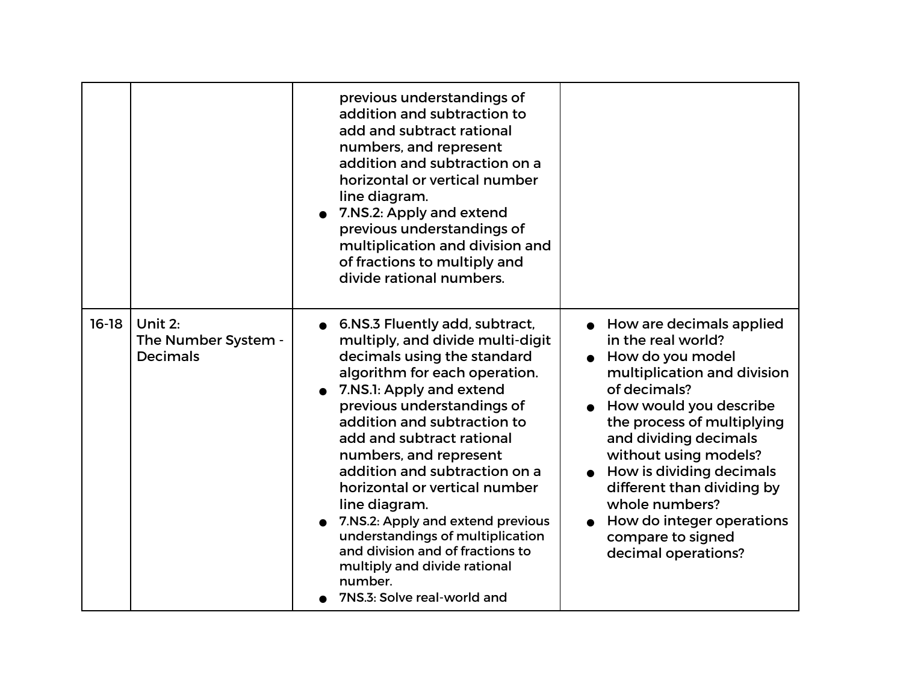| | | | |
|---|---|---|---|
| | | previous understandings of addition and subtraction to add and subtract rational numbers, and represent addition and subtraction on a horizontal or vertical number line diagram.<br>● 7.NS.2: Apply and extend previous understandings of multiplication and division and of fractions to multiply and divide rational numbers. | |
| 16-18 | Unit 2:<br>The Number System - Decimals | ● 6.NS.3 Fluently add, subtract, multiply, and divide multi-digit decimals using the standard algorithm for each operation.<br>● 7.NS.1: Apply and extend previous understandings of addition and subtraction to add and subtract rational numbers, and represent addition and subtraction on a horizontal or vertical number line diagram.<br>● 7.NS.2: Apply and extend previous understandings of multiplication and division and of fractions to multiply and divide rational number.<br>● 7NS.3: Solve real-world and | ● How are decimals applied in the real world?<br>● How do you model multiplication and division of decimals?<br>● How would you describe the process of multiplying and dividing decimals without using models?<br>● How is dividing decimals different than dividing by whole numbers?<br>● How do integer operations compare to signed decimal operations? |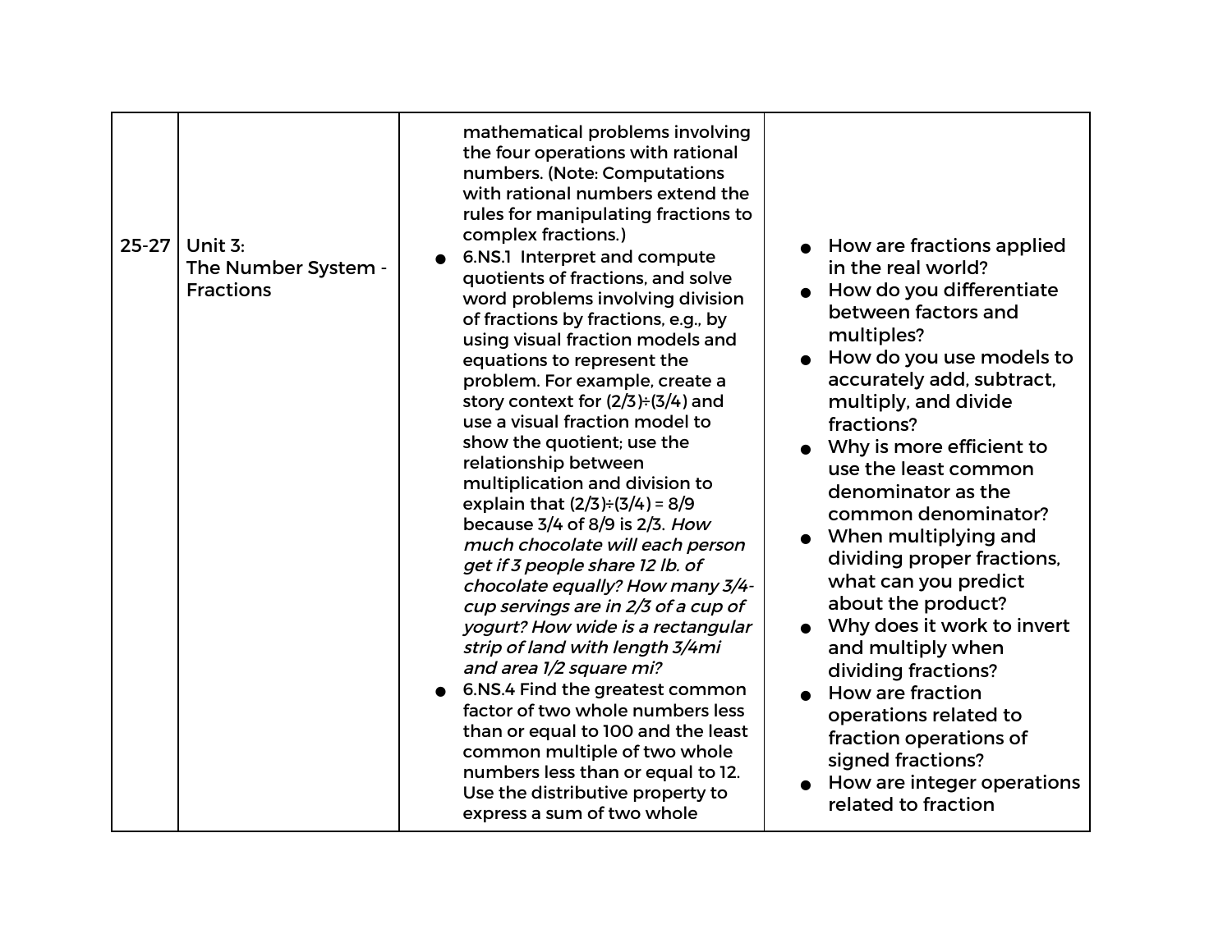| | | | |
|---|---|---|---|
| 25-27 | Unit 3:<br>The Number System - Fractions | mathematical problems involving the four operations with rational numbers. (Note: Computations with rational numbers extend the rules for manipulating fractions to complex fractions.)<br>● 6.NS.1 Interpret and compute quotients of fractions, and solve word problems involving division of fractions by fractions, e.g., by using visual fraction models and equations to represent the problem. For example, create a story context for (2/3)÷(3/4) and use a visual fraction model to show the quotient; use the relationship between multiplication and division to explain that (2/3)÷(3/4) = 8/9 because 3/4 of 8/9 is 2/3. *How much chocolate will each person get if 3 people share 12 lb. of chocolate equally? How many 3/4-cup servings are in 2/3 of a cup of yogurt? How wide is a rectangular strip of land with length 3/4mi and area 1/2 square mi?*<br>● 6.NS.4 Find the greatest common factor of two whole numbers less than or equal to 100 and the least common multiple of two whole numbers less than or equal to 12. Use the distributive property to express a sum of two whole | ● How are fractions applied in the real world?<br>● How do you differentiate between factors and multiples?<br>● How do you use models to accurately add, subtract, multiply, and divide fractions?<br>● Why is more efficient to use the least common denominator as the common denominator?<br>● When multiplying and dividing proper fractions, what can you predict about the product?<br>● Why does it work to invert and multiply when dividing fractions?<br>● How are fraction operations related to fraction operations of signed fractions?<br>● How are integer operations related to fraction |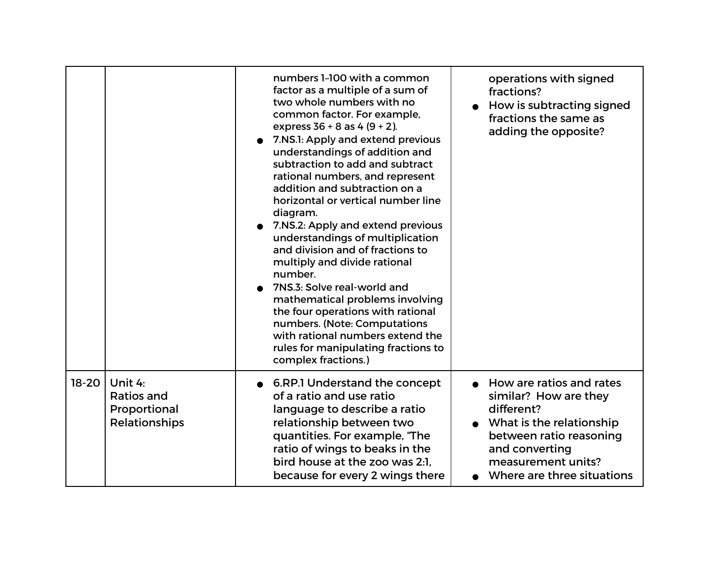| | | | |
|---|---|---|---|
| | | numbers 1–100 with a common factor as a multiple of a sum of two whole numbers with no common factor. For example, express 36 + 8 as 4 (9 + 2).<br>● 7.NS.1: Apply and extend previous understandings of addition and subtraction to add and subtract rational numbers, and represent addition and subtraction on a horizontal or vertical number line diagram.<br>● 7.NS.2: Apply and extend previous understandings of multiplication and division and of fractions to multiply and divide rational number.<br>● 7NS.3: Solve real-world and mathematical problems involving the four operations with rational numbers. (Note: Computations with rational numbers extend the rules for manipulating fractions to complex fractions.) | operations with signed fractions?<br>● How is subtracting signed fractions the same as adding the opposite? |
| 18-20 | Unit 4: Ratios and Proportional Relationships | ● 6.RP.1 Understand the concept of a ratio and use ratio language to describe a ratio relationship between two quantities. For example, "The ratio of wings to beaks in the bird house at the zoo was 2:1, because for every 2 wings there | ● How are ratios and rates similar? How are they different?<br>● What is the relationship between ratio reasoning and converting measurement units?<br>● Where are three situations |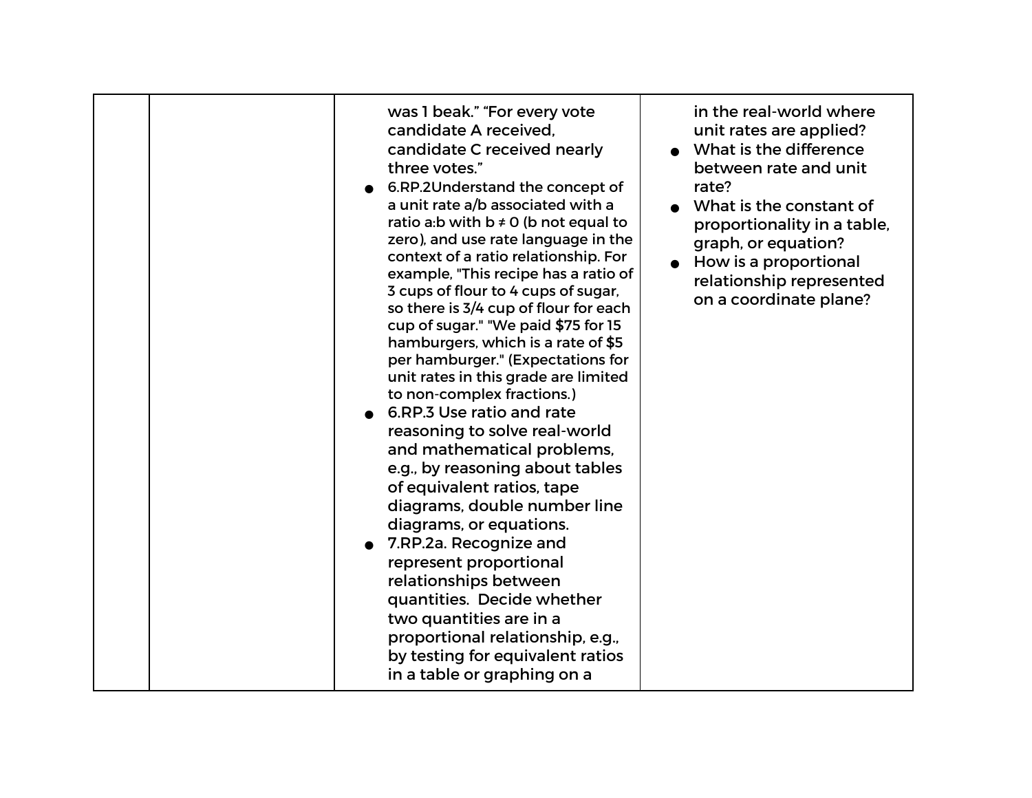|  |  |  |  |
|---|---|---|---|
|  |  | was 1 beak." "For every vote candidate A received, candidate C received nearly three votes."<br>● 6.RP.2Understand the concept of a unit rate a/b associated with a ratio a:b with b ≠ 0 (b not equal to zero), and use rate language in the context of a ratio relationship. For example, "This recipe has a ratio of 3 cups of flour to 4 cups of sugar, so there is 3/4 cup of flour for each cup of sugar." "We paid $75 for 15 hamburgers, which is a rate of $5 per hamburger." (Expectations for unit rates in this grade are limited to non-complex fractions.)<br>● 6.RP.3 Use ratio and rate reasoning to solve real-world and mathematical problems, e.g., by reasoning about tables of equivalent ratios, tape diagrams, double number line diagrams, or equations.<br>● 7.RP.2a. Recognize and represent proportional relationships between quantities. Decide whether two quantities are in a proportional relationship, e.g., by testing for equivalent ratios in a table or graphing on a | in the real-world where unit rates are applied?<br>● What is the difference between rate and unit rate?<br>● What is the constant of proportionality in a table, graph, or equation?<br>● How is a proportional relationship represented on a coordinate plane? |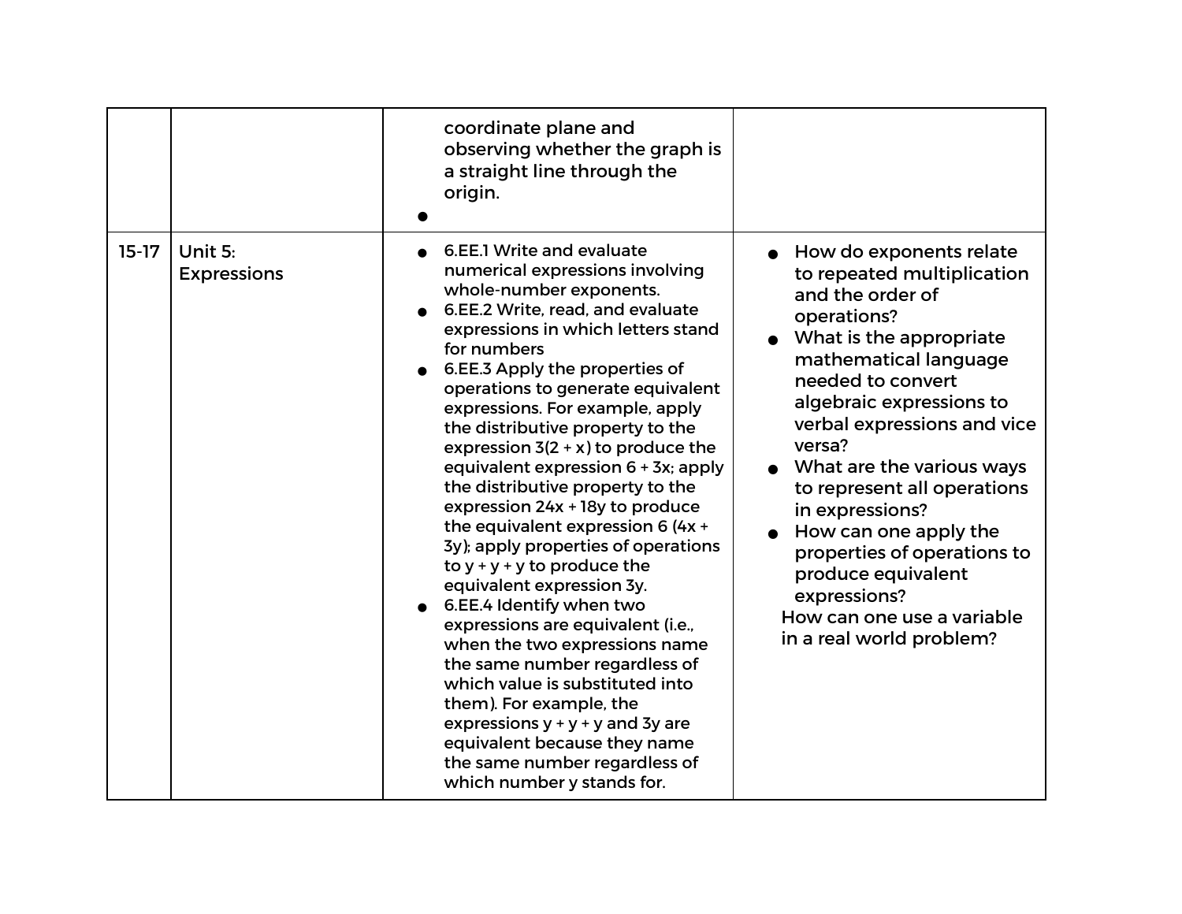| | | | |
|---|---|---|---|
| | | coordinate plane and observing whether the graph is a straight line through the origin.<br>• | |
| 15-17 | Unit 5: Expressions | • 6.EE.1 Write and evaluate numerical expressions involving whole-number exponents.<br>• 6.EE.2 Write, read, and evaluate expressions in which letters stand for numbers<br>• 6.EE.3 Apply the properties of operations to generate equivalent expressions. For example, apply the distributive property to the expression $3(2 + x)$ to produce the equivalent expression $6 + 3x$; apply the distributive property to the expression $24x + 18y$ to produce the equivalent expression $6 (4x + 3y)$; apply properties of operations to $y + y + y$ to produce the equivalent expression $3y$.<br>• 6.EE.4 Identify when two expressions are equivalent (i.e., when the two expressions name the same number regardless of which value is substituted into them). For example, the expressions $y + y + y$ and $3y$ are equivalent because they name the same number regardless of which number y stands for. | • How do exponents relate to repeated multiplication and the order of operations?<br>• What is the appropriate mathematical language needed to convert algebraic expressions to verbal expressions and vice versa?<br>• What are the various ways to represent all operations in expressions?<br>• How can one apply the properties of operations to produce equivalent expressions?<br>How can one use a variable in a real world problem? |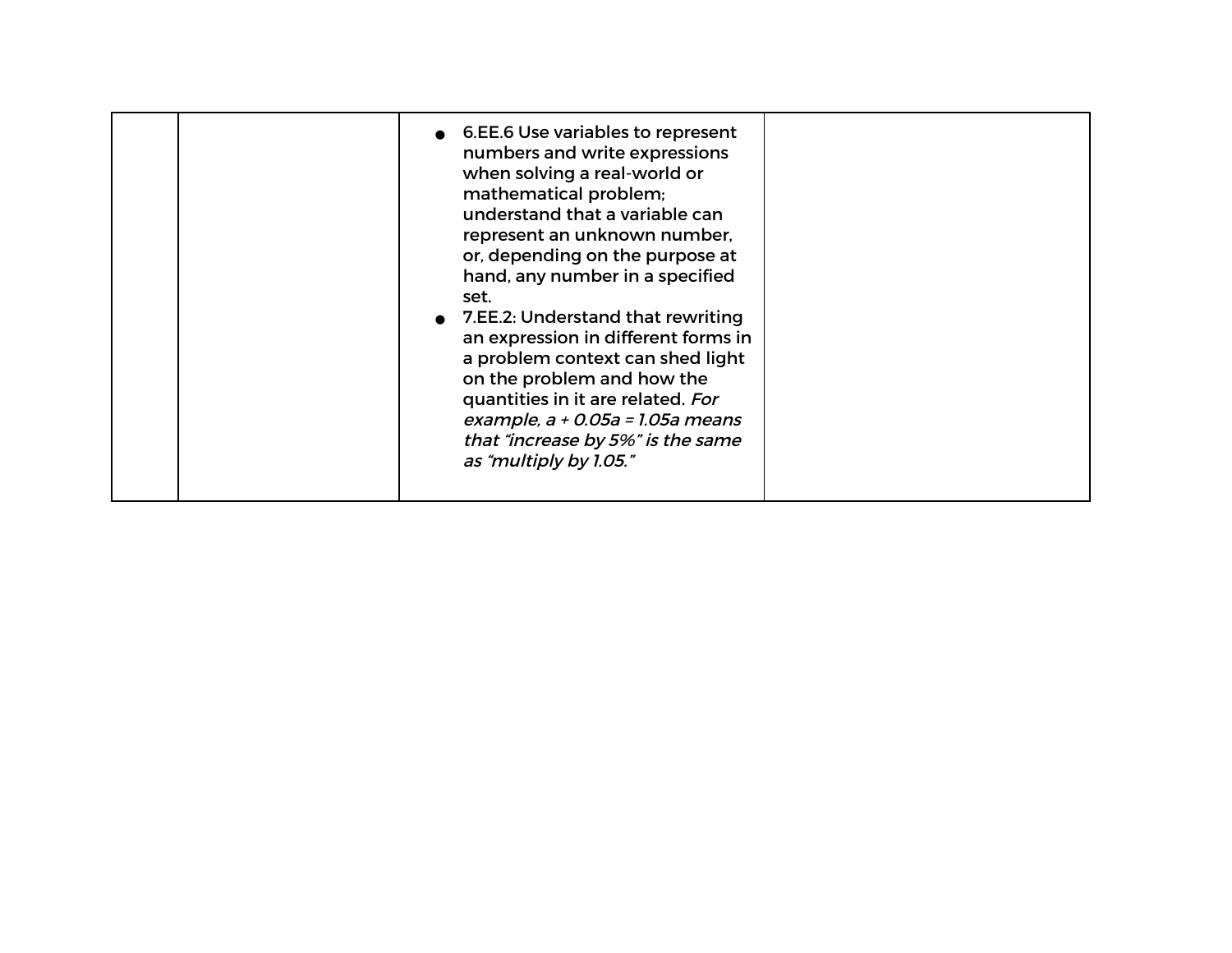| | | | |
|---|---|---|---|
| | | • 6.EE.6 Use variables to represent numbers and write expressions when solving a real-world or mathematical problem; understand that a variable can represent an unknown number, or, depending on the purpose at hand, any number in a specified set.<br>• 7.EE.2: Understand that rewriting an expression in different forms in a problem context can shed light on the problem and how the quantities in it are related. *For example, $a + 0.05a = 1.05a$ means that "increase by 5%" is the same as "multiply by 1.05."* | |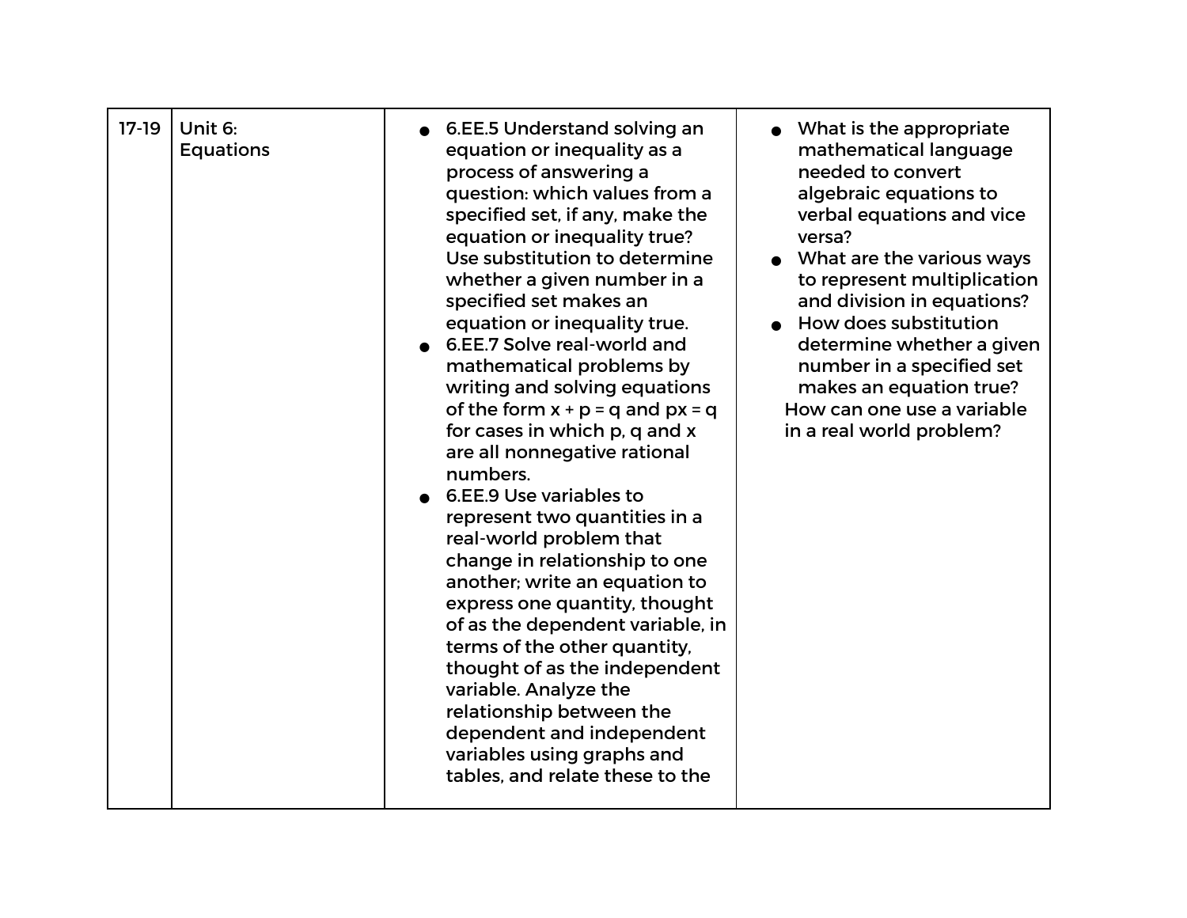| 17-19 | Unit 6: Equations | <ul><li>6.EE.5 Understand solving an equation or inequality as a process of answering a question: which values from a specified set, if any, make the equation or inequality true? Use substitution to determine whether a given number in a specified set makes an equation or inequality true.</li><li>6.EE.7 Solve real-world and mathematical problems by writing and solving equations of the form $x + p = q$ and $px = q$ for cases in which p, q and x are all nonnegative rational numbers.</li><li>6.EE.9 Use variables to represent two quantities in a real-world problem that change in relationship to one another; write an equation to express one quantity, thought of as the dependent variable, in terms of the other quantity, thought of as the independent variable. Analyze the relationship between the dependent and independent variables using graphs and tables, and relate these to the</li></ul> | <ul><li>What is the appropriate mathematical language needed to convert algebraic equations to verbal equations and vice versa?</li><li>What are the various ways to represent multiplication and division in equations?</li><li>How does substitution determine whether a given number in a specified set makes an equation true?</li></ul>How can one use a variable in a real world problem? |
|---|---|---|---|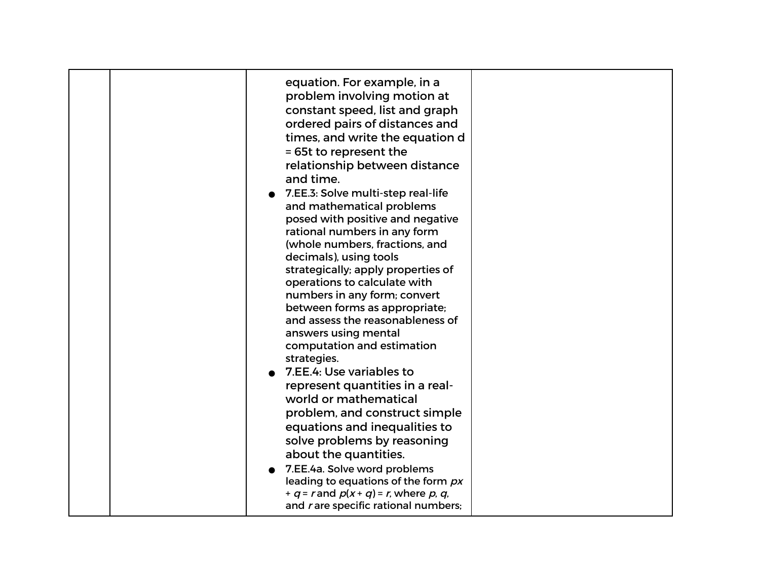| | | | |
|---|---|---|---|
| | | equation. For example, in a problem involving motion at constant speed, list and graph ordered pairs of distances and times, and write the equation d = 65t to represent the relationship between distance and time.<br>● 7.EE.3: Solve multi-step real-life and mathematical problems posed with positive and negative rational numbers in any form (whole numbers, fractions, and decimals), using tools strategically; apply properties of operations to calculate with numbers in any form; convert between forms as appropriate; and assess the reasonableness of answers using mental computation and estimation strategies.<br>● 7.EE.4: Use variables to represent quantities in a real-world or mathematical problem, and construct simple equations and inequalities to solve problems by reasoning about the quantities.<br>● 7.EE.4a. Solve word problems leading to equations of the form $px + q = r$ and $p(x + q) = r$, where $p$, $q$, and $r$ are specific rational numbers; | |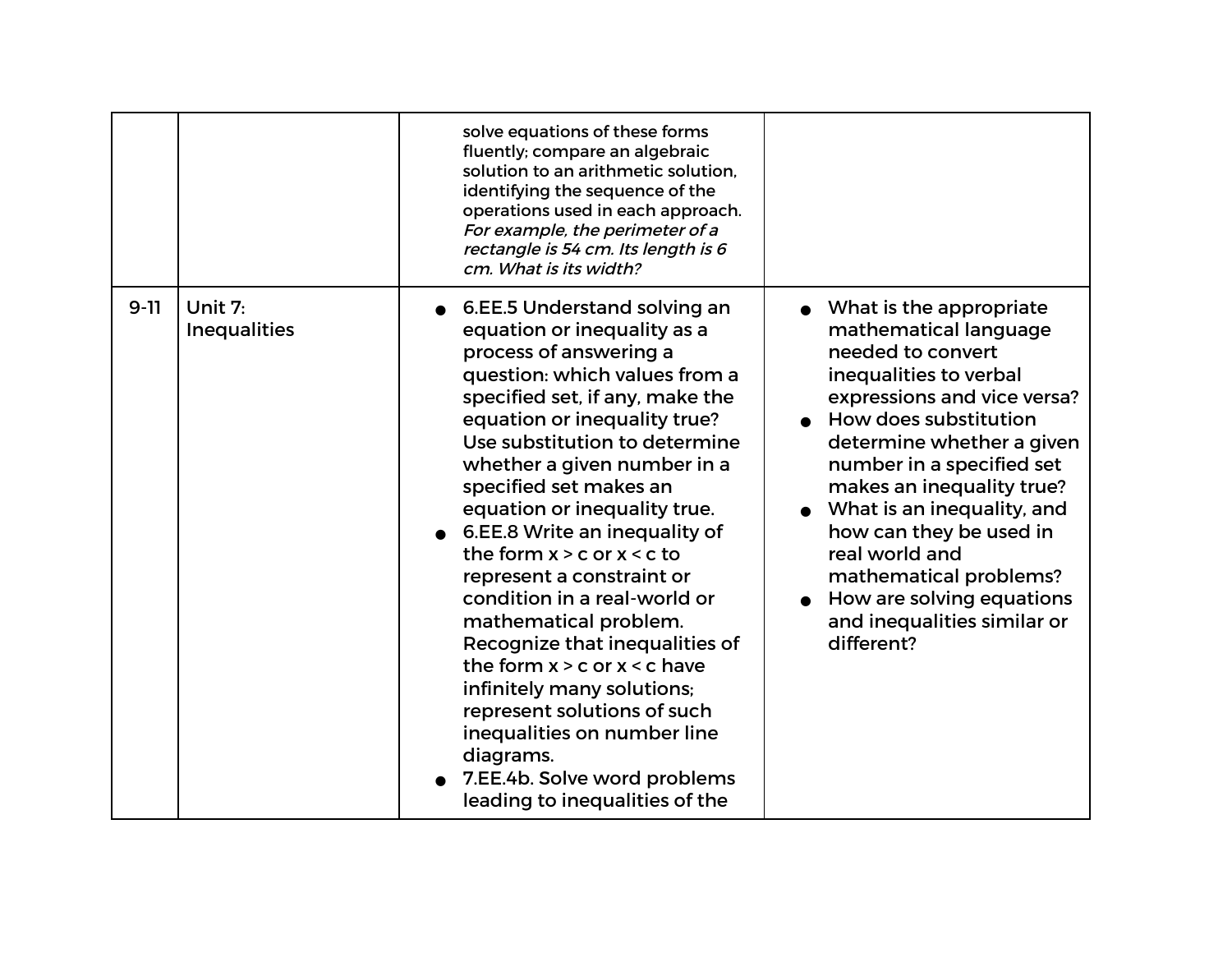| | | | |
|---|---|---|---|
| | | solve equations of these forms fluently; compare an algebraic solution to an arithmetic solution, identifying the sequence of the operations used in each approach. *For example, the perimeter of a rectangle is 54 cm. Its length is 6 cm. What is its width?* | |
| 9-11 | Unit 7: Inequalities | ● 6.EE.5 Understand solving an equation or inequality as a process of answering a question: which values from a specified set, if any, make the equation or inequality true? Use substitution to determine whether a given number in a specified set makes an equation or inequality true.<br>● 6.EE.8 Write an inequality of the form $x > c$ or $x < c$ to represent a constraint or condition in a real-world or mathematical problem. Recognize that inequalities of the form $x > c$ or $x < c$ have infinitely many solutions; represent solutions of such inequalities on number line diagrams.<br>● 7.EE.4b. Solve word problems leading to inequalities of the | ● What is the appropriate mathematical language needed to convert inequalities to verbal expressions and vice versa?<br>● How does substitution determine whether a given number in a specified set makes an inequality true?<br>● What is an inequality, and how can they be used in real world and mathematical problems?<br>● How are solving equations and inequalities similar or different? |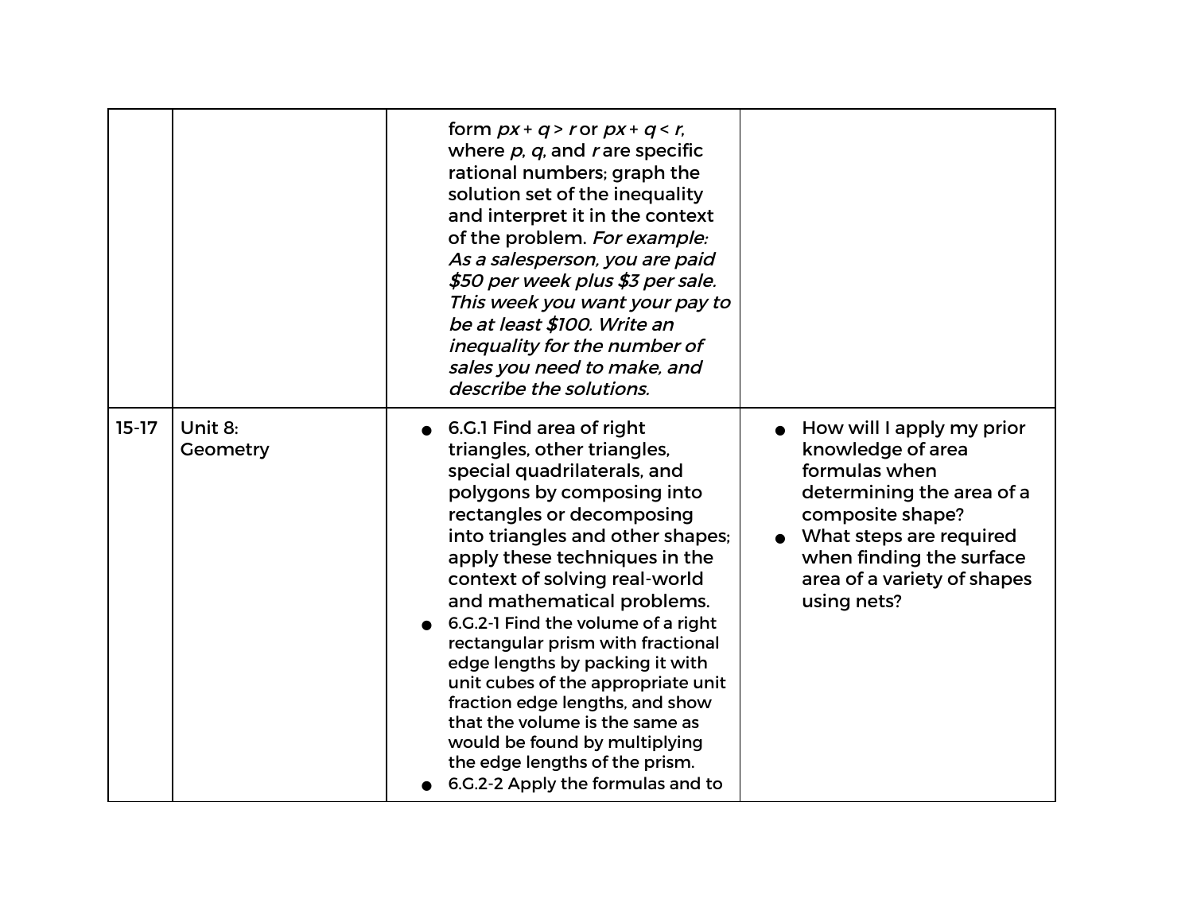| | | | |
|---|---|---|---|
| | | form $px + q > r$ or $px + q < r$, where $p$, $q$, and $r$ are specific rational numbers; graph the solution set of the inequality and interpret it in the context of the problem. *For example: As a salesperson, you are paid $50 per week plus $3 per sale. This week you want your pay to be at least $100. Write an inequality for the number of sales you need to make, and describe the solutions.* | |
| 15-17 | Unit 8: Geometry | • 6.G.1 Find area of right triangles, other triangles, special quadrilaterals, and polygons by composing into rectangles or decomposing into triangles and other shapes; apply these techniques in the context of solving real-world and mathematical problems.<br>• 6.G.2-1 Find the volume of a right rectangular prism with fractional edge lengths by packing it with unit cubes of the appropriate unit fraction edge lengths, and show that the volume is the same as would be found by multiplying the edge lengths of the prism.<br>• 6.G.2-2 Apply the formulas and to | • How will I apply my prior knowledge of area formulas when determining the area of a composite shape?<br>• What steps are required when finding the surface area of a variety of shapes using nets? |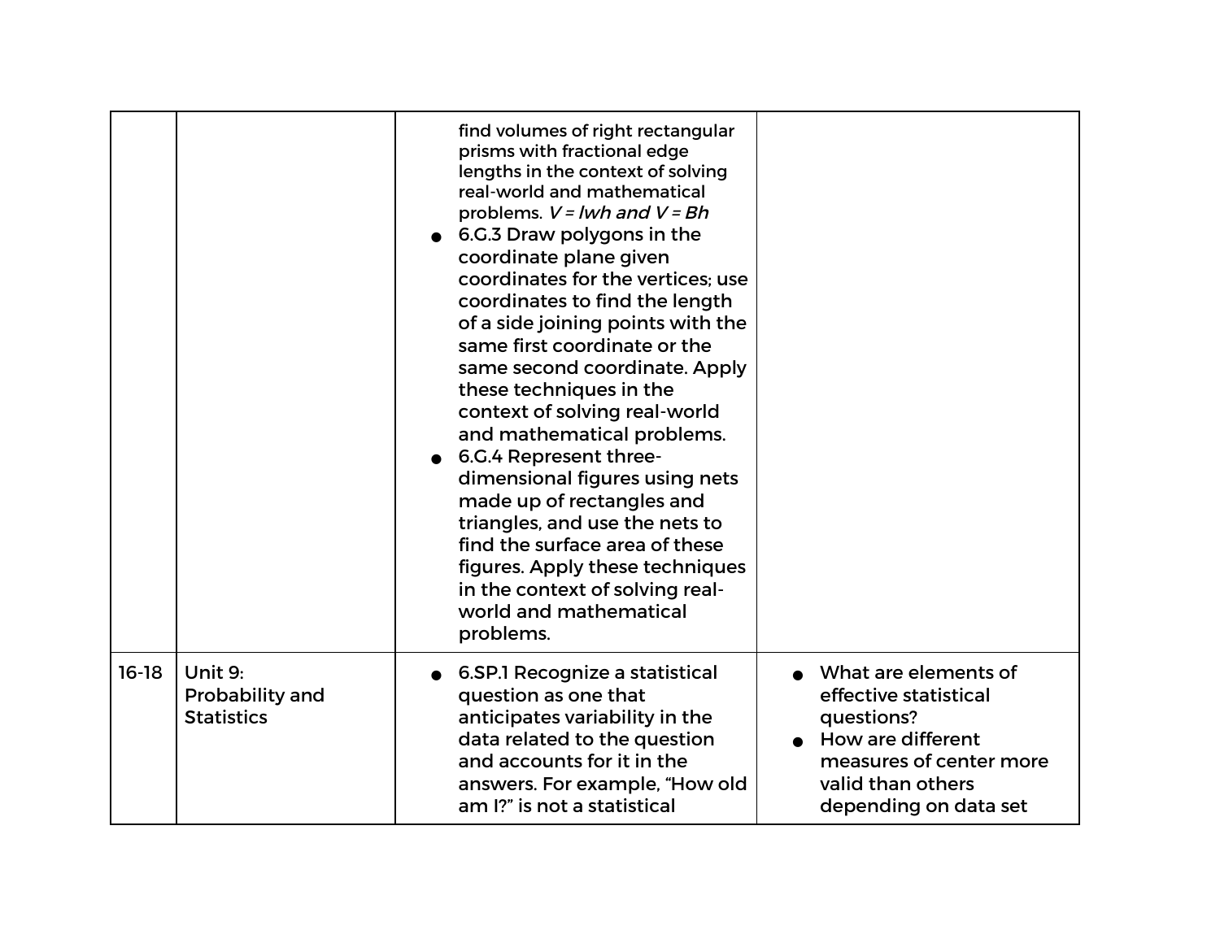| | | | |
|---|---|---|---|
| | | find volumes of right rectangular prisms with fractional edge lengths in the context of solving real-world and mathematical problems. *V = lwh and V = Bh*<br>● 6.G.3 Draw polygons in the coordinate plane given coordinates for the vertices; use coordinates to find the length of a side joining points with the same first coordinate or the same second coordinate. Apply these techniques in the context of solving real-world and mathematical problems.<br>● 6.G.4 Represent three-dimensional figures using nets made up of rectangles and triangles, and use the nets to find the surface area of these figures. Apply these techniques in the context of solving real-world and mathematical problems. | |
| 16-18 | Unit 9: Probability and Statistics | ● 6.SP.1 Recognize a statistical question as one that anticipates variability in the data related to the question and accounts for it in the answers. For example, "How old am I?" is not a statistical | ● What are elements of effective statistical questions?<br>● How are different measures of center more valid than others depending on data set |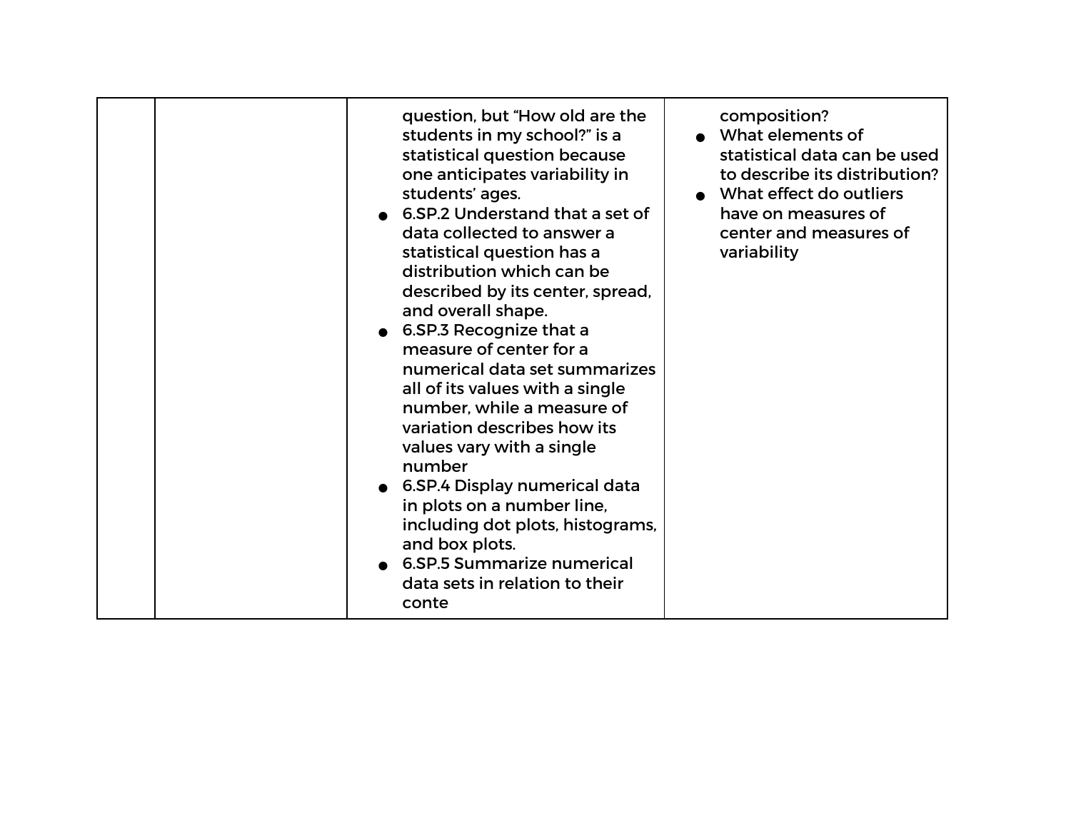| | | | |
|---|---|---|---|
| | | question, but “How old are the students in my school?” is a statistical question because one anticipates variability in students’ ages.<br>● 6.SP.2 Understand that a set of data collected to answer a statistical question has a distribution which can be described by its center, spread, and overall shape.<br>● 6.SP.3 Recognize that a measure of center for a numerical data set summarizes all of its values with a single number, while a measure of variation describes how its values vary with a single number<br>● 6.SP.4 Display numerical data in plots on a number line, including dot plots, histograms, and box plots.<br>● 6.SP.5 Summarize numerical data sets in relation to their conte | composition?<br>● What elements of statistical data can be used to describe its distribution?<br>● What effect do outliers have on measures of center and measures of variability |